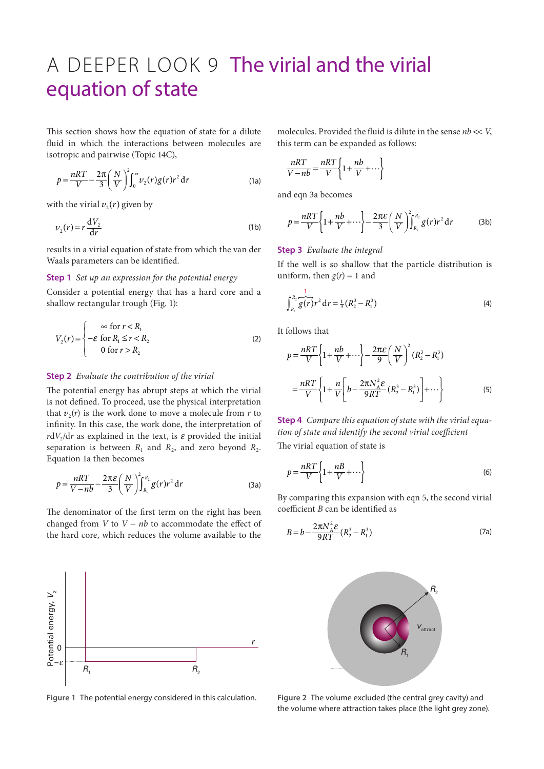# A DEEPER LOOK 9 The virial and the virial equation of state

This section shows how the equation of state for a dilute fluid in which the interactions between molecules are isotropic and pairwise (Topic 14C),

$$p = \frac{nRT}{V} - \frac{2\pi}{3}\left(\frac{N}{V}\right)^2 \int_0^\infty \upsilon_2(r) g(r) r^2 \,\mathrm{d}r \tag{1a}$$

with the virial $\upsilon_2(r)$ given by

$$\upsilon_2(r) = r\frac{\mathrm{d}V_2}{\mathrm{d}r} \tag{1b}$$

results in a virial equation of state from which the van der Waals parameters can be identified.

**Step 1** *Set up an expression for the potential energy*

Consider a potential energy that has a hard core and a shallow rectangular trough (Fig. 1):

$$V_2(r) = \begin{cases} \infty \text{ for } r < R_1 \\ -\varepsilon \text{ for } R_1 \le r < R_2 \\ 0 \text{ for } r > R_2 \end{cases} \tag{2}$$

**Step 2** *Evaluate the contribution of the virial*

The potential energy has abrupt steps at which the virial is not defined. To proceed, use the physical interpretation that $\upsilon_2(r)$ is the work done to move a molecule from $r$ to infinity. In this case, the work done, the interpretation of $r\mathrm{d}V_2/\mathrm{d}r$ as explained in the text, is $\varepsilon$ provided the initial separation is between $R_1$ and $R_2$, and zero beyond $R_2$. Equation 1a then becomes

$$p = \frac{nRT}{V - nb} - \frac{2\pi\varepsilon}{3}\left(\frac{N}{V}\right)^2 \int_{R_1}^{R_2} g(r) r^2 \,\mathrm{d}r \tag{3a}$$

The denominator of the first term on the right has been changed from $V$ to $V - nb$ to accommodate the effect of the hard core, which reduces the volume available to the molecules. Provided the fluid is dilute in the sense $nb \ll V$, this term can be expanded as follows:

$$\frac{nRT}{V - nb} = \frac{nRT}{V}\left\{1 + \frac{nb}{V} + \cdots\right\}$$

and eqn 3a becomes

$$p = \frac{nRT}{V}\left\{1 + \frac{nb}{V} + \cdots\right\} - \frac{2\pi\varepsilon}{3}\left(\frac{N}{V}\right)^2 \int_{R_1}^{R_2} g(r) r^2 \,\mathrm{d}r \tag{3b}$$

**Step 3** *Evaluate the integral*

If the well is so shallow that the particle distribution is uniform, then $g(r) = 1$ and

$$\int_{R_1}^{R_2} \overbrace{g(r)}^{1} r^2 \,\mathrm{d}r = \tfrac{1}{3}(R_2^3 - R_1^3) \tag{4}$$

It follows that

$$p = \frac{nRT}{V}\left\{1 + \frac{nb}{V} + \cdots\right\} - \frac{2\pi\varepsilon}{9}\left(\frac{N}{V}\right)^2 (R_2^3 - R_1^3)$$

$$= \frac{nRT}{V}\left\{1 + \frac{n}{V}\left[b - \frac{2\pi N_A^2 \varepsilon}{9RT}(R_2^3 - R_1^3)\right] + \cdots\right\} \tag{5}$$

**Step 4** *Compare this equation of state with the virial equation of state and identify the second virial coefficient*

The virial equation of state is

$$p = \frac{nRT}{V}\left\{1 + \frac{nB}{V} + \cdots\right\} \tag{6}$$

By comparing this expansion with eqn 5, the second virial coefficient $B$ can be identified as

$$B = b - \frac{2\pi N_A^2 \varepsilon}{9RT}(R_2^3 - R_1^3) \tag{7a}$$

**Figure 1** The potential energy considered in this calculation.

**Figure 2** The volume excluded (the central grey cavity) and the volume where attraction takes place (the light grey zone).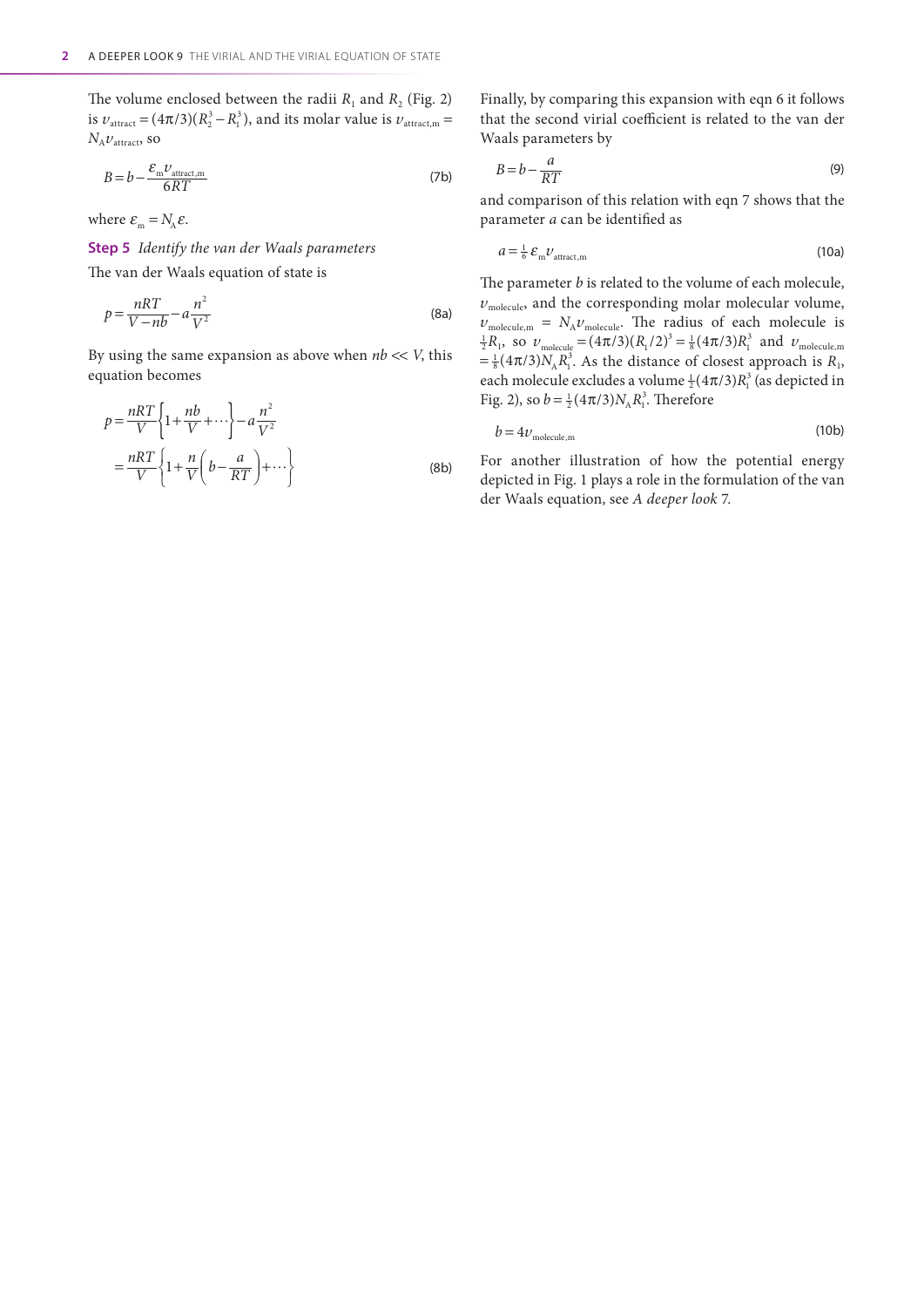The volume enclosed between the radii $R_1$ and $R_2$ (Fig. 2) is $v_{\text{attract}} = (4\pi/3)(R_2^3 - R_1^3)$, and its molar value is $v_{\text{attract,m}} = N_A v_{\text{attract}}$, so

$$B = b - \frac{\varepsilon_m v_{\text{attract,m}}}{6RT} \tag{7b}$$

where $\varepsilon_m = N_A \varepsilon$.

**Step 5** *Identify the van der Waals parameters*

The van der Waals equation of state is

$$p = \frac{nRT}{V - nb} - a\frac{n^2}{V^2} \tag{8a}$$

By using the same expansion as above when $nb << V$, this equation becomes

$$\begin{aligned} p &= \frac{nRT}{V}\left\{1 + \frac{nb}{V} + \cdots\right\} - a\frac{n^2}{V^2} \\ &= \frac{nRT}{V}\left\{1 + \frac{n}{V}\left(b - \frac{a}{RT}\right) + \cdots\right\} \end{aligned} \tag{8b}$$

Finally, by comparing this expansion with eqn 6 it follows that the second virial coefficient is related to the van der Waals parameters by

$$B = b - \frac{a}{RT} \tag{9}$$

and comparison of this relation with eqn 7 shows that the parameter $a$ can be identified as

$$a = \tfrac{1}{6}\varepsilon_m v_{\text{attract,m}} \tag{10a}$$

The parameter $b$ is related to the volume of each molecule, $v_{\text{molecule}}$, and the corresponding molar molecular volume, $v_{\text{molecule,m}} = N_A v_{\text{molecule}}$. The radius of each molecule is $\tfrac{1}{2}R_1$, so $v_{\text{molecule}} = (4\pi/3)(R_1/2)^3 = \tfrac{1}{8}(4\pi/3)R_1^3$ and $v_{\text{molecule,m}} = \tfrac{1}{8}(4\pi/3)N_A R_1^3$. As the distance of closest approach is $R_1$, each molecule excludes a volume $\tfrac{1}{2}(4\pi/3)R_1^3$ (as depicted in Fig. 2), so $b = \tfrac{1}{2}(4\pi/3)N_A R_1^3$. Therefore

$$b = 4v_{\text{molecule,m}} \tag{10b}$$

For another illustration of how the potential energy depicted in Fig. 1 plays a role in the formulation of the van der Waals equation, see *A deeper look* 7.